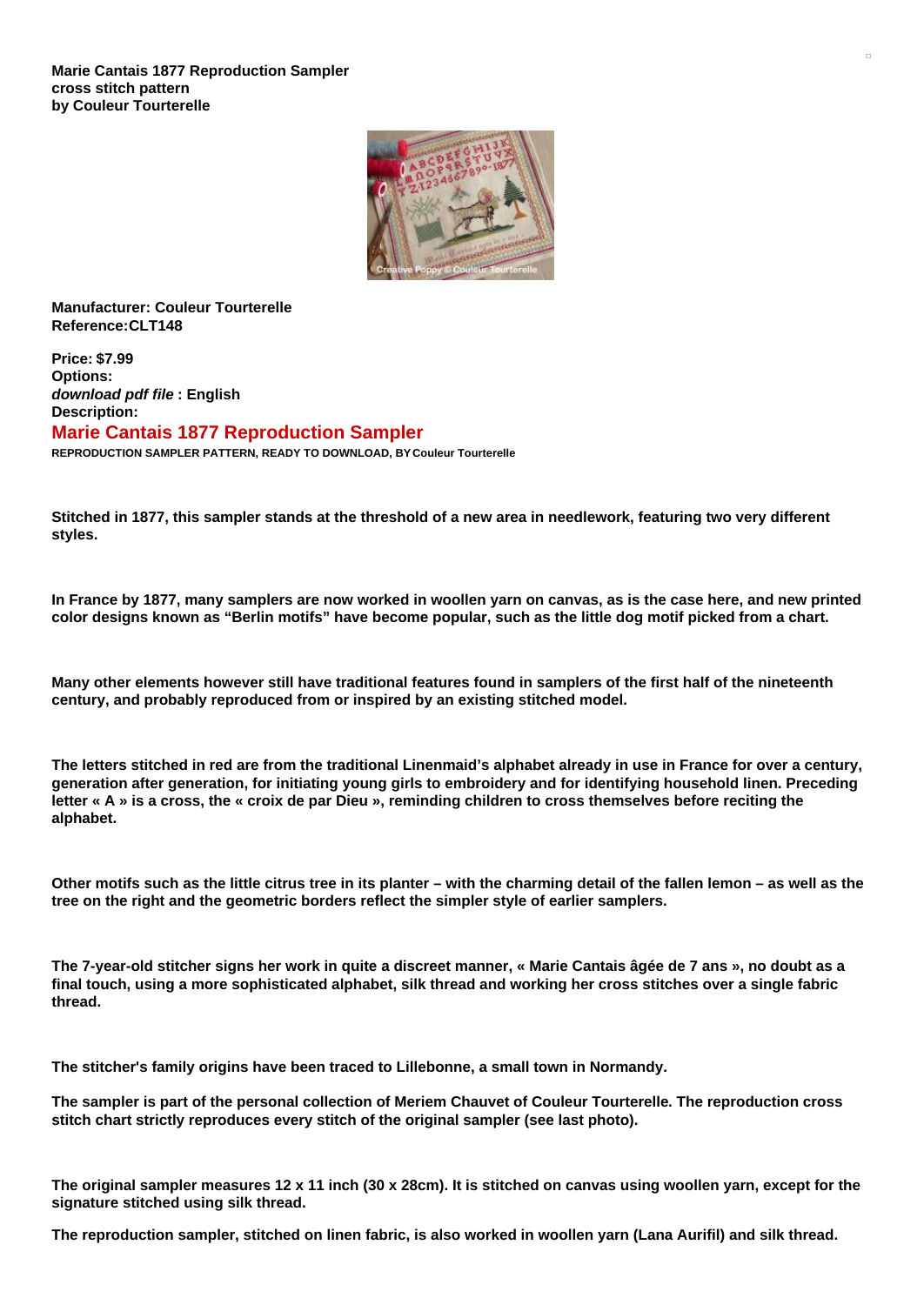**Marie Cantais 1877 Reproduction Sampler cross stitch pattern by Couleur Tourterelle**

**Manufacturer: Couleur Tourterelle**
**Reference:CLT148**

**Price: $7.99**
**Options:**
***download pdf file* : English**
**Description:**

## Marie Cantais 1877 Reproduction Sampler

**REPRODUCTION SAMPLER PATTERN, READY TO DOWNLOAD, BY Couleur Tourterelle**

**Stitched in 1877, this sampler stands at the threshold of a new area in needlework, featuring two very different styles.**

**In France by 1877, many samplers are now worked in woollen yarn on canvas, as is the case here, and new printed color designs known as "Berlin motifs" have become popular, such as the little dog motif picked from a chart.**

**Many other elements however still have traditional features found in samplers of the first half of the nineteenth century, and probably reproduced from or inspired by an existing stitched model.**

**The letters stitched in red are from the traditional Linenmaid's alphabet already in use in France for over a century, generation after generation, for initiating young girls to embroidery and for identifying household linen. Preceding letter « A » is a cross, the « croix de par Dieu », reminding children to cross themselves before reciting the alphabet.**

**Other motifs such as the little citrus tree in its planter – with the charming detail of the fallen lemon – as well as the tree on the right and the geometric borders reflect the simpler style of earlier samplers.**

**The 7-year-old stitcher signs her work in quite a discreet manner, « Marie Cantais âgée de 7 ans », no doubt as a final touch, using a more sophisticated alphabet, silk thread and working her cross stitches over a single fabric thread.**

**The stitcher's family origins have been traced to Lillebonne, a small town in Normandy.**

**The sampler is part of the personal collection of Meriem Chauvet of Couleur Tourterelle. The reproduction cross stitch chart strictly reproduces every stitch of the original sampler (see last photo).**

**The original sampler measures 12 x 11 inch (30 x 28cm). It is stitched on canvas using woollen yarn, except for the signature stitched using silk thread.**

**The reproduction sampler, stitched on linen fabric, is also worked in woollen yarn (Lana Aurifil) and silk thread.**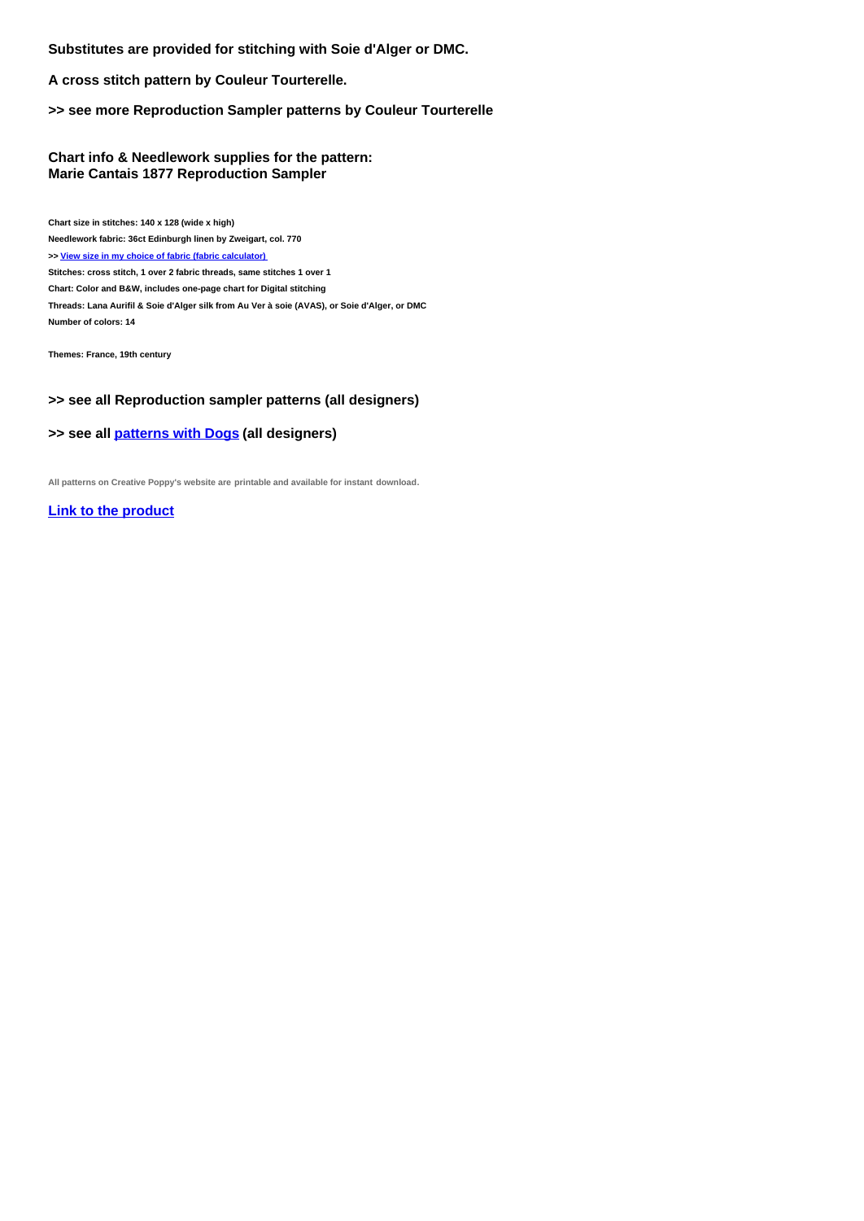**Substitutes are provided for stitching with Soie d'Alger or DMC.**

**A cross stitch pattern by Couleur Tourterelle.**

**>> see more Reproduction Sampler patterns by Couleur Tourterelle**

### Chart info & Needlework supplies for the pattern:
### Marie Cantais 1877 Reproduction Sampler

**Chart size in stitches: 140 x 128 (wide x high)**

**Needlework fabric: 36ct Edinburgh linen by Zweigart, col. 770**

**>> View size in my choice of fabric (fabric calculator)**

**Stitches: cross stitch, 1 over 2 fabric threads, same stitches 1 over 1**

**Chart: Color and B&W, includes one-page chart for Digital stitching**

**Threads: Lana Aurifil & Soie d'Alger silk from Au Ver à soie (AVAS), or Soie d'Alger, or DMC**

**Number of colors: 14**

**Themes: France, 19th century**

**>> see all Reproduction sampler patterns (all designers)**

**>> see all patterns with Dogs (all designers)**

All patterns on Creative Poppy's website are printable and available for instant download.

**Link to the product**